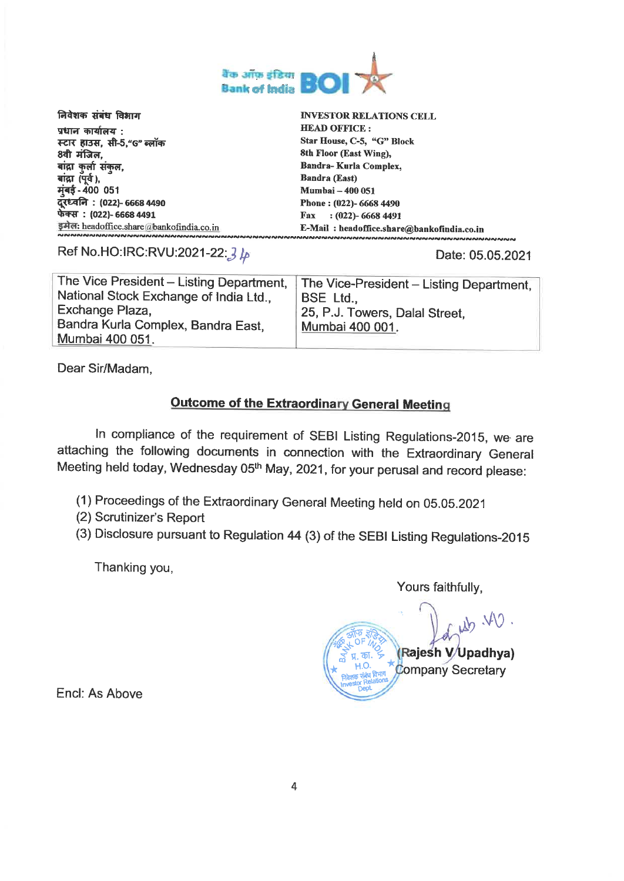बैंक ऑफ़ इंडिया
Bank of India BOI

| निवेशक संबंध विभाग | INVESTOR RELATIONS CELL |
| --- | --- |
| प्रधान कार्यालय : | HEAD OFFICE : |
| स्टार हाउस, सी-5,"G" ब्लॉक | Star House, C-5, "G" Block |
| 8वी मंजिल, | 8th Floor (East Wing), |
| बांद्रा कुर्ला संकुल, | Bandra- Kurla Complex, |
| बांद्रा (पूर्व ), | Bandra (East) |
| मुंबई - 400 051 | Mumbai – 400 051 |
| दूरध्वनि : (022)- 6668 4490 | Phone : (022)- 6668 4490 |
| फेक्स : (022)- 6668 4491 | Fax : (022)- 6668 4491 |
| इमेल: headoffice.share@bankofindia.co.in | E-Mail : headoffice.share@bankofindia.co.in |

Ref No.HO:IRC:RVU:2021-22:34

Date: 05.05.2021

| The Vice President – Listing Department, National Stock Exchange of India Ltd., Exchange Plaza, Bandra Kurla Complex, Bandra East, Mumbai 400 051. | The Vice-President – Listing Department, BSE Ltd., 25, P.J. Towers, Dalal Street, Mumbai 400 001. |
| --- | --- |

Dear Sir/Madam,

## Outcome of the Extraordinary General Meeting

In compliance of the requirement of SEBI Listing Regulations-2015, we are attaching the following documents in connection with the Extraordinary General Meeting held today, Wednesday 05th May, 2021, for your perusal and record please:

(1) Proceedings of the Extraordinary General Meeting held on 05.05.2021
(2) Scrutinizer's Report
(3) Disclosure pursuant to Regulation 44 (3) of the SEBI Listing Regulations-2015

Thanking you,

Yours faithfully,

(Rajesh V Upadhya)
Company Secretary

Encl: As Above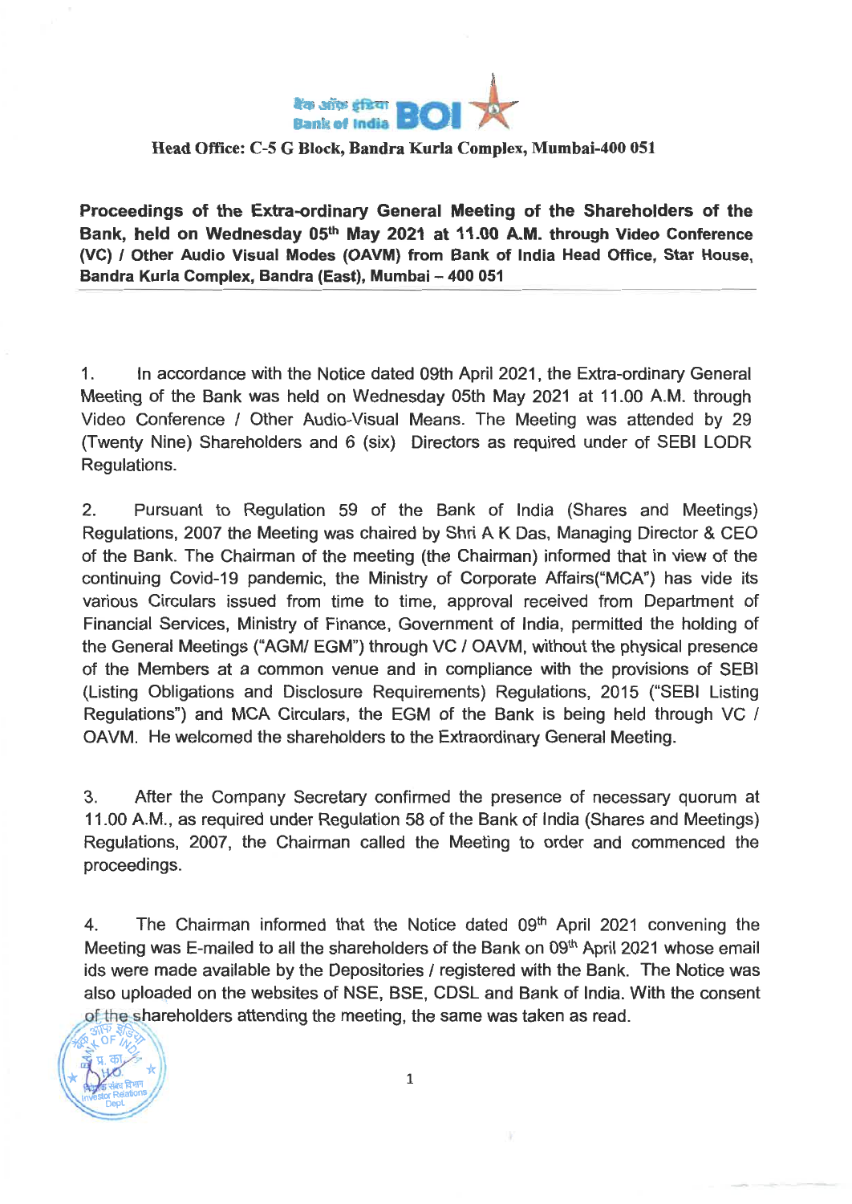**Head Office: C-5 G Block, Bandra Kurla Complex, Mumbai-400 051**

**Proceedings of the Extra-ordinary General Meeting of the Shareholders of the Bank, held on Wednesday 05th May 2021 at 11.00 A.M. through Video Conference (VC) / Other Audio Visual Modes (OAVM) from Bank of India Head Office, Star House, Bandra Kurla Complex, Bandra (East), Mumbai – 400 051**

1. In accordance with the Notice dated 09th April 2021, the Extra-ordinary General Meeting of the Bank was held on Wednesday 05th May 2021 at 11.00 A.M. through Video Conference / Other Audio-Visual Means. The Meeting was attended by 29 (Twenty Nine) Shareholders and 6 (six) Directors as required under of SEBI LODR Regulations.

2. Pursuant to Regulation 59 of the Bank of India (Shares and Meetings) Regulations, 2007 the Meeting was chaired by Shri A K Das, Managing Director & CEO of the Bank. The Chairman of the meeting (the Chairman) informed that in view of the continuing Covid-19 pandemic, the Ministry of Corporate Affairs("MCA") has vide its various Circulars issued from time to time, approval received from Department of Financial Services, Ministry of Finance, Government of India, permitted the holding of the General Meetings ("AGM/ EGM") through VC / OAVM, without the physical presence of the Members at a common venue and in compliance with the provisions of SEBI (Listing Obligations and Disclosure Requirements) Regulations, 2015 ("SEBI Listing Regulations") and MCA Circulars, the EGM of the Bank is being held through VC / OAVM. He welcomed the shareholders to the Extraordinary General Meeting.

3. After the Company Secretary confirmed the presence of necessary quorum at 11.00 A.M., as required under Regulation 58 of the Bank of India (Shares and Meetings) Regulations, 2007, the Chairman called the Meeting to order and commenced the proceedings.

4. The Chairman informed that the Notice dated 09th April 2021 convening the Meeting was E-mailed to all the shareholders of the Bank on 09th April 2021 whose email ids were made available by the Depositories / registered with the Bank. The Notice was also uploaded on the websites of NSE, BSE, CDSL and Bank of India. With the consent of the shareholders attending the meeting, the same was taken as read.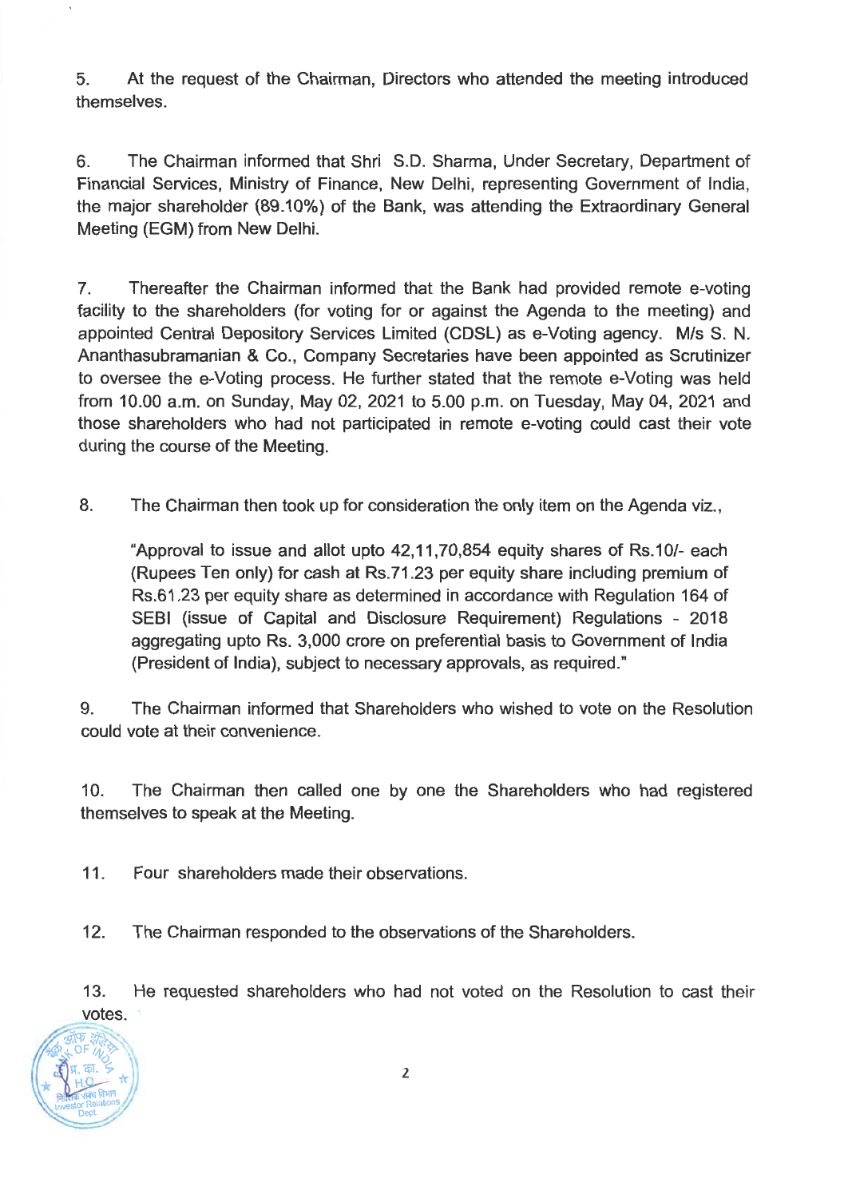5. At the request of the Chairman, Directors who attended the meeting introduced themselves.

6. The Chairman informed that Shri S.D. Sharma, Under Secretary, Department of Financial Services, Ministry of Finance, New Delhi, representing Government of India, the major shareholder (89.10%) of the Bank, was attending the Extraordinary General Meeting (EGM) from New Delhi.

7. Thereafter the Chairman informed that the Bank had provided remote e-voting facility to the shareholders (for voting for or against the Agenda to the meeting) and appointed Central Depository Services Limited (CDSL) as e-Voting agency. M/s S. N. Ananthasubramanian & Co., Company Secretaries have been appointed as Scrutinizer to oversee the e-Voting process. He further stated that the remote e-Voting was held from 10.00 a.m. on Sunday, May 02, 2021 to 5.00 p.m. on Tuesday, May 04, 2021 and those shareholders who had not participated in remote e-voting could cast their vote during the course of the Meeting.

8. The Chairman then took up for consideration the only item on the Agenda viz.,

"Approval to issue and allot upto 42,11,70,854 equity shares of Rs.10/- each (Rupees Ten only) for cash at Rs.71.23 per equity share including premium of Rs.61.23 per equity share as determined in accordance with Regulation 164 of SEBI (issue of Capital and Disclosure Requirement) Regulations - 2018 aggregating upto Rs. 3,000 crore on preferential basis to Government of India (President of India), subject to necessary approvals, as required."

9. The Chairman informed that Shareholders who wished to vote on the Resolution could vote at their convenience.

10. The Chairman then called one by one the Shareholders who had registered themselves to speak at the Meeting.

11. Four shareholders made their observations.

12. The Chairman responded to the observations of the Shareholders.

13. He requested shareholders who had not voted on the Resolution to cast their votes.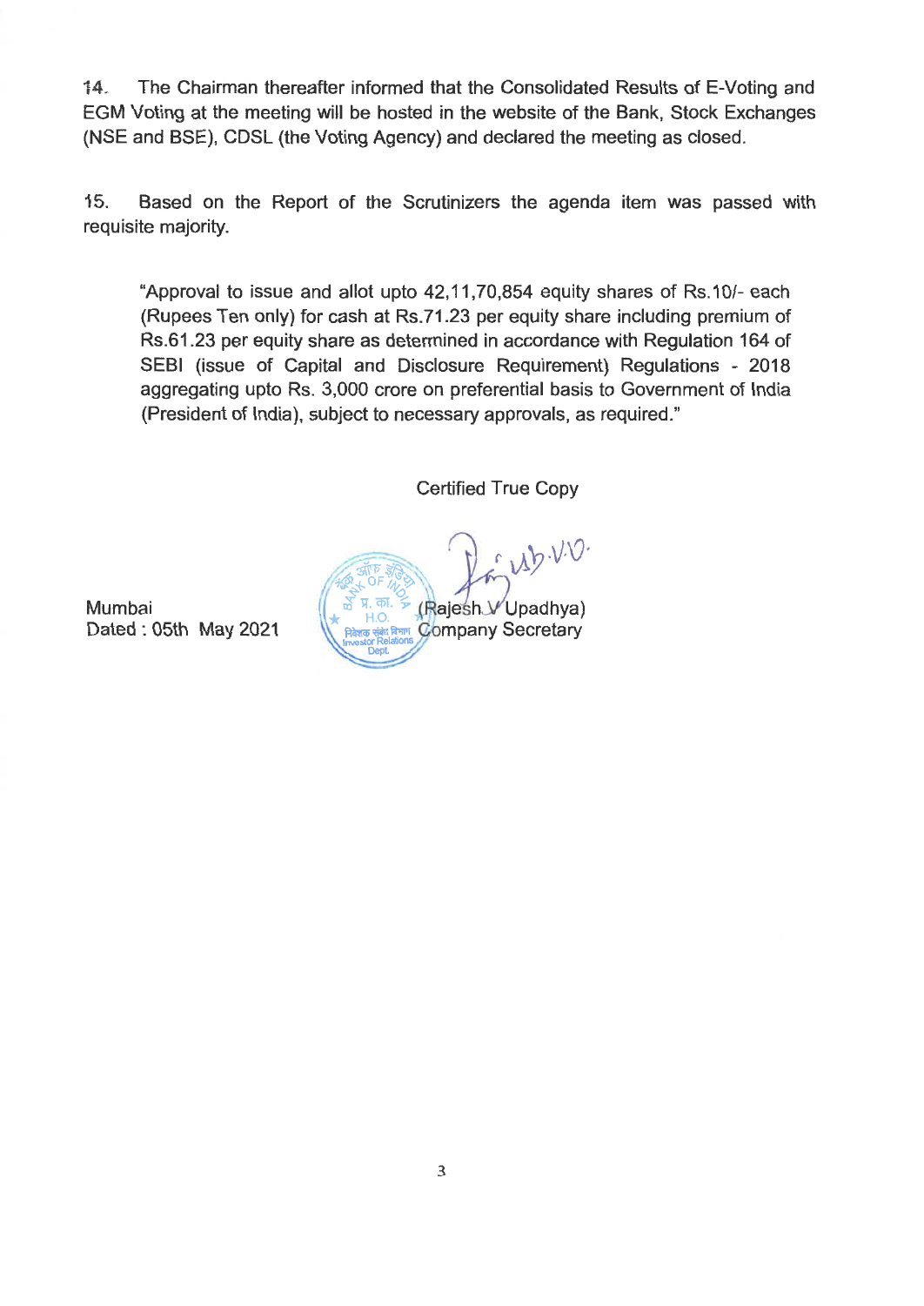14. The Chairman thereafter informed that the Consolidated Results of E-Voting and EGM Voting at the meeting will be hosted in the website of the Bank, Stock Exchanges (NSE and BSE), CDSL (the Voting Agency) and declared the meeting as closed.

15. Based on the Report of the Scrutinizers the agenda item was passed with requisite majority.

> "Approval to issue and allot upto 42,11,70,854 equity shares of Rs.10/- each (Rupees Ten only) for cash at Rs.71.23 per equity share including premium of Rs.61.23 per equity share as determined in accordance with Regulation 164 of SEBI (issue of Capital and Disclosure Requirement) Regulations - 2018 aggregating upto Rs. 3,000 crore on preferential basis to Government of India (President of India), subject to necessary approvals, as required."

Certified True Copy

(Rajesh V Upadhya)
Company Secretary

Mumbai
Dated : 05th May 2021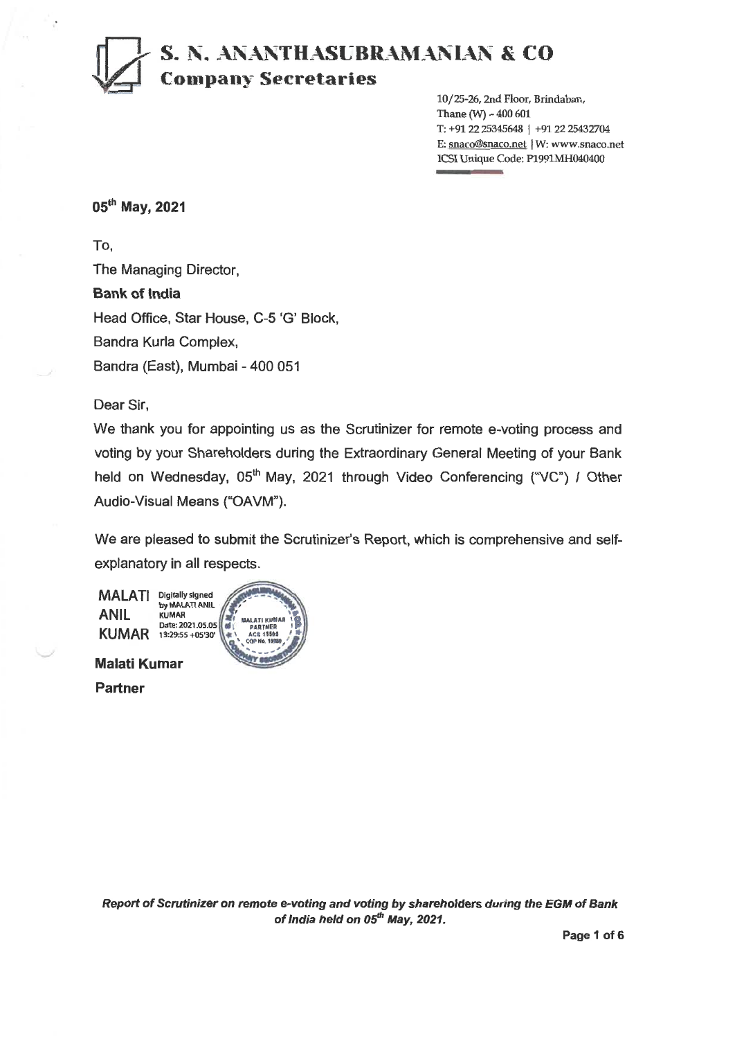# S. N. ANANTHASUBRAMANIAN & CO
## Company Secretaries

10/25-26, 2nd Floor, Brindaban,
Thane (W) - 400 601
T: +91 22 25345648 | +91 22 25432704
E: snaco@snaco.net | W: www.snaco.net
ICSI Unique Code: P1991MH040400

**05th May, 2021**

To,

The Managing Director,

**Bank of India**

Head Office, Star House, C-5 'G' Block,

Bandra Kurla Complex,

Bandra (East), Mumbai - 400 051

Dear Sir,

We thank you for appointing us as the Scrutinizer for remote e-voting process and voting by your Shareholders during the Extraordinary General Meeting of your Bank held on Wednesday, 05th May, 2021 through Video Conferencing ("VC") / Other Audio-Visual Means ("OAVM").

We are pleased to submit the Scrutinizer's Report, which is comprehensive and self-explanatory in all respects.

MALATI ANIL KUMAR Digitally signed by MALATI ANIL KUMAR Date: 2021.05.05 13:29:55 +05'30'

**Malati Kumar**

**Partner**

***Report of Scrutinizer on remote e-voting and voting by shareholders during the EGM of Bank of India held on 05th May, 2021.***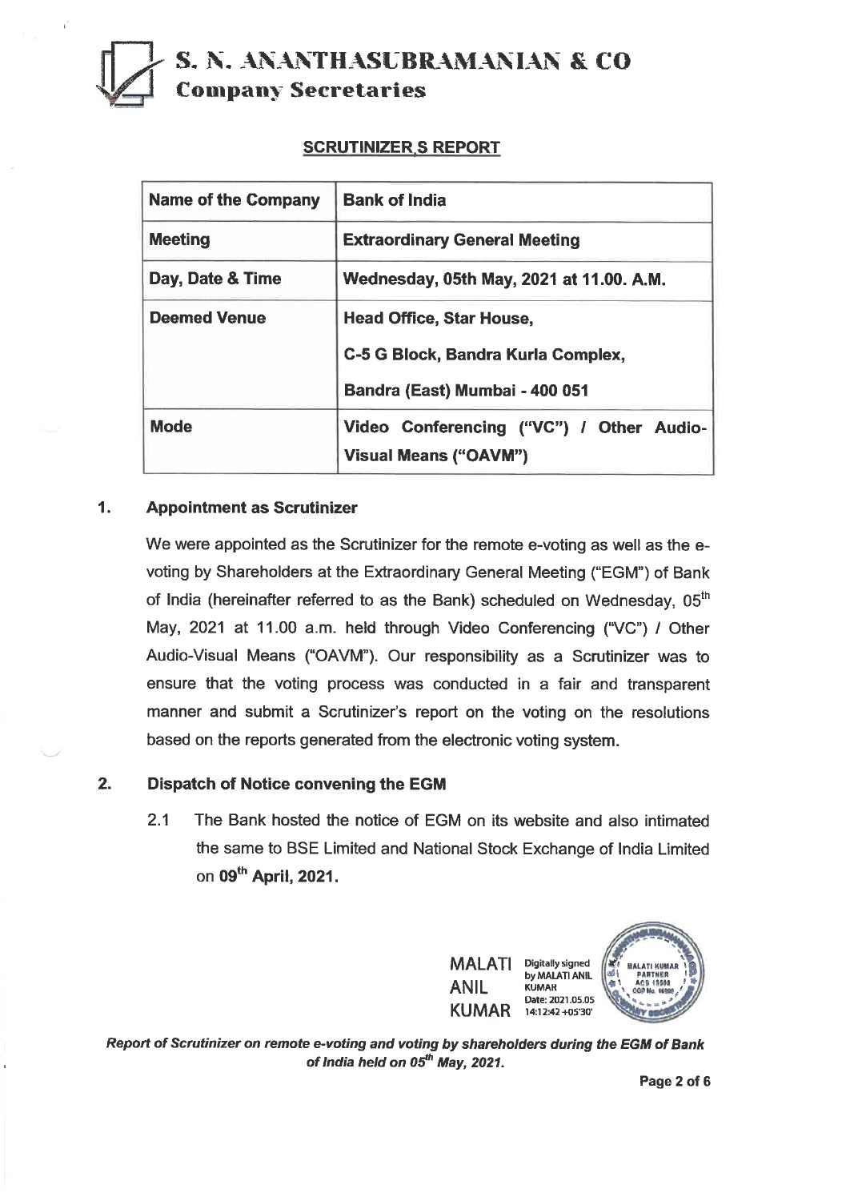**S. N. ANANTHASUBRAMANIAN & CO**
**Company Secretaries**

## SCRUTINIZER,S REPORT

| Name of the Company | Bank of India |
|---|---|
| Meeting | Extraordinary General Meeting |
| Day, Date & Time | Wednesday, 05th May, 2021 at 11.00. A.M. |
| Deemed Venue | Head Office, Star House, C-5 G Block, Bandra Kurla Complex, Bandra (East) Mumbai - 400 051 |
| Mode | Video Conferencing ("VC") / Other Audio-Visual Means ("OAVM") |

### 1. Appointment as Scrutinizer

We were appointed as the Scrutinizer for the remote e-voting as well as the e-voting by Shareholders at the Extraordinary General Meeting ("EGM") of Bank of India (hereinafter referred to as the Bank) scheduled on Wednesday, 05th May, 2021 at 11.00 a.m. held through Video Conferencing ("VC") / Other Audio-Visual Means ("OAVM"). Our responsibility as a Scrutinizer was to ensure that the voting process was conducted in a fair and transparent manner and submit a Scrutinizer's report on the voting on the resolutions based on the reports generated from the electronic voting system.

### 2. Dispatch of Notice convening the EGM

2.1 The Bank hosted the notice of EGM on its website and also intimated the same to BSE Limited and National Stock Exchange of India Limited on **09th April, 2021.**

MALATI ANIL KUMAR — Digitally signed by MALATI ANIL KUMAR Date: 2021.05.05 14:12:42 +05'30'

*Report of Scrutinizer on remote e-voting and voting by shareholders during the EGM of Bank of India held on 05th May, 2021.*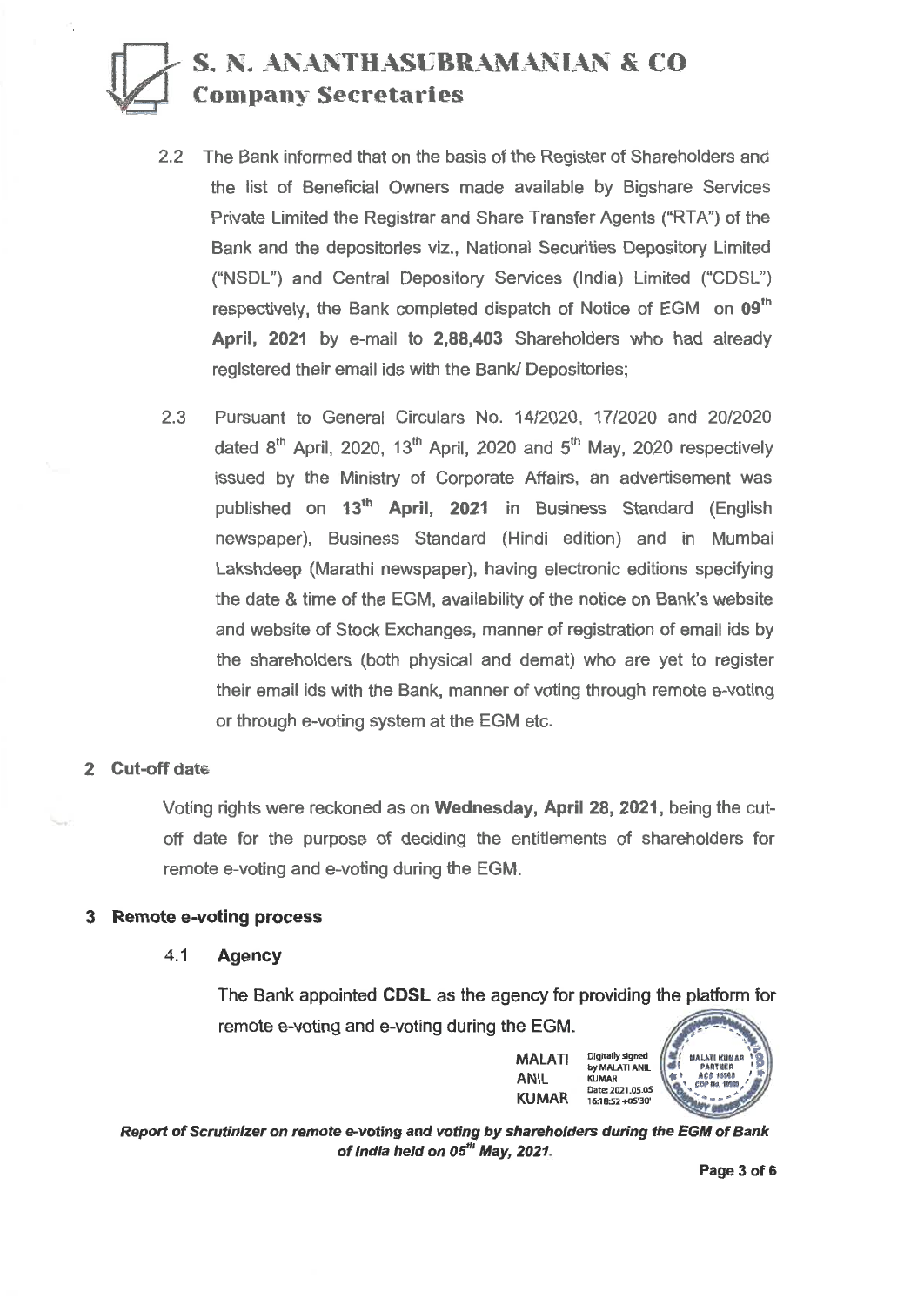2.2 The Bank informed that on the basis of the Register of Shareholders and the list of Beneficial Owners made available by Bigshare Services Private Limited the Registrar and Share Transfer Agents ("RTA") of the Bank and the depositories viz., National Securities Depository Limited ("NSDL") and Central Depository Services (India) Limited ("CDSL") respectively, the Bank completed dispatch of Notice of EGM on **09th April, 2021** by e-mail to **2,88,403** Shareholders who had already registered their email ids with the Bank/ Depositories;

2.3 Pursuant to General Circulars No. 14/2020, 17/2020 and 20/2020 dated 8th April, 2020, 13th April, 2020 and 5th May, 2020 respectively issued by the Ministry of Corporate Affairs, an advertisement was published on **13th April, 2021** in Business Standard (English newspaper), Business Standard (Hindi edition) and in Mumbai Lakshdeep (Marathi newspaper), having electronic editions specifying the date & time of the EGM, availability of the notice on Bank's website and website of Stock Exchanges, manner of registration of email ids by the shareholders (both physical and demat) who are yet to register their email ids with the Bank, manner of voting through remote e-voting or through e-voting system at the EGM etc.

## 2 Cut-off date

Voting rights were reckoned as on **Wednesday, April 28, 2021**, being the cut-off date for the purpose of deciding the entitlements of shareholders for remote e-voting and e-voting during the EGM.

## 3 Remote e-voting process

### 4.1 Agency

The Bank appointed **CDSL** as the agency for providing the platform for remote e-voting and e-voting during the EGM.

MALATI ANIL KUMAR Digitally signed by MALATI ANIL KUMAR Date: 2021.05.05 16:18:52 +05'30'

***Report of Scrutinizer on remote e-voting and voting by shareholders during the EGM of Bank of India held on 05th May, 2021.***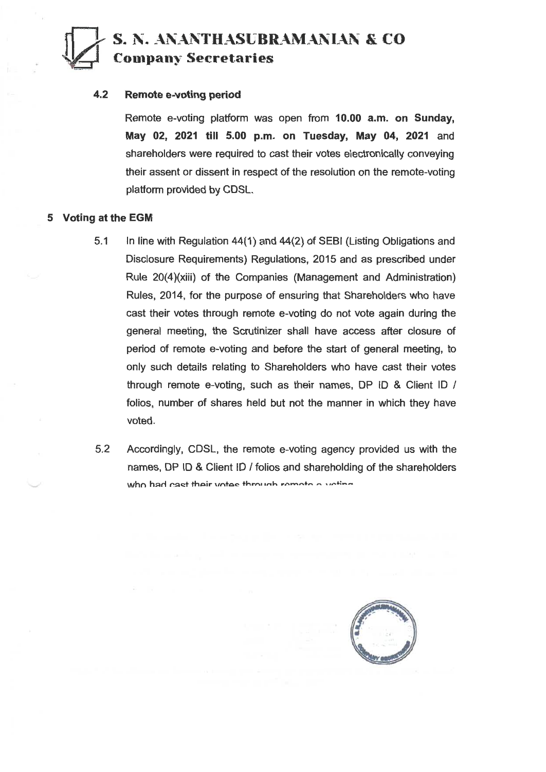### 4.2 Remote e-voting period

Remote e-voting platform was open from **10.00 a.m. on Sunday, May 02, 2021 till 5.00 p.m. on Tuesday, May 04, 2021** and shareholders were required to cast their votes electronically conveying their assent or dissent in respect of the resolution on the remote-voting platform provided by CDSL.

## 5 Voting at the EGM

5.1 In line with Regulation 44(1) and 44(2) of SEBI (Listing Obligations and Disclosure Requirements) Regulations, 2015 and as prescribed under Rule 20(4)(xiii) of the Companies (Management and Administration) Rules, 2014, for the purpose of ensuring that Shareholders who have cast their votes through remote e-voting do not vote again during the general meeting, the Scrutinizer shall have access after closure of period of remote e-voting and before the start of general meeting, to only such details relating to Shareholders who have cast their votes through remote e-voting, such as their names, DP ID & Client ID / folios, number of shares held but not the manner in which they have voted.

5.2 Accordingly, CDSL, the remote e-voting agency provided us with the names, DP ID & Client ID / folios and shareholding of the shareholders who had cast their votes through remote e-voting.